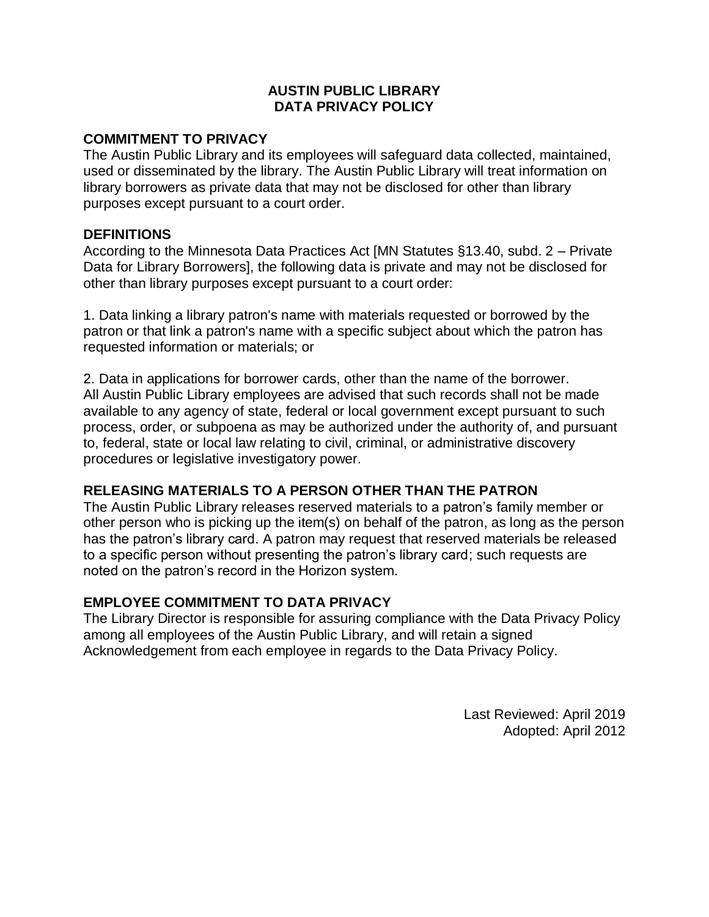# AUSTIN PUBLIC LIBRARY
# DATA PRIVACY POLICY

## COMMITMENT TO PRIVACY

The Austin Public Library and its employees will safeguard data collected, maintained, used or disseminated by the library. The Austin Public Library will treat information on library borrowers as private data that may not be disclosed for other than library purposes except pursuant to a court order.

## DEFINITIONS

According to the Minnesota Data Practices Act [MN Statutes §13.40, subd. 2 – Private Data for Library Borrowers], the following data is private and may not be disclosed for other than library purposes except pursuant to a court order:

1. Data linking a library patron's name with materials requested or borrowed by the patron or that link a patron's name with a specific subject about which the patron has requested information or materials; or

2. Data in applications for borrower cards, other than the name of the borrower.

All Austin Public Library employees are advised that such records shall not be made available to any agency of state, federal or local government except pursuant to such process, order, or subpoena as may be authorized under the authority of, and pursuant to, federal, state or local law relating to civil, criminal, or administrative discovery procedures or legislative investigatory power.

## RELEASING MATERIALS TO A PERSON OTHER THAN THE PATRON

The Austin Public Library releases reserved materials to a patron's family member or other person who is picking up the item(s) on behalf of the patron, as long as the person has the patron's library card. A patron may request that reserved materials be released to a specific person without presenting the patron's library card; such requests are noted on the patron's record in the Horizon system.

## EMPLOYEE COMMITMENT TO DATA PRIVACY

The Library Director is responsible for assuring compliance with the Data Privacy Policy among all employees of the Austin Public Library, and will retain a signed Acknowledgement from each employee in regards to the Data Privacy Policy.

Last Reviewed: April 2019
Adopted: April 2012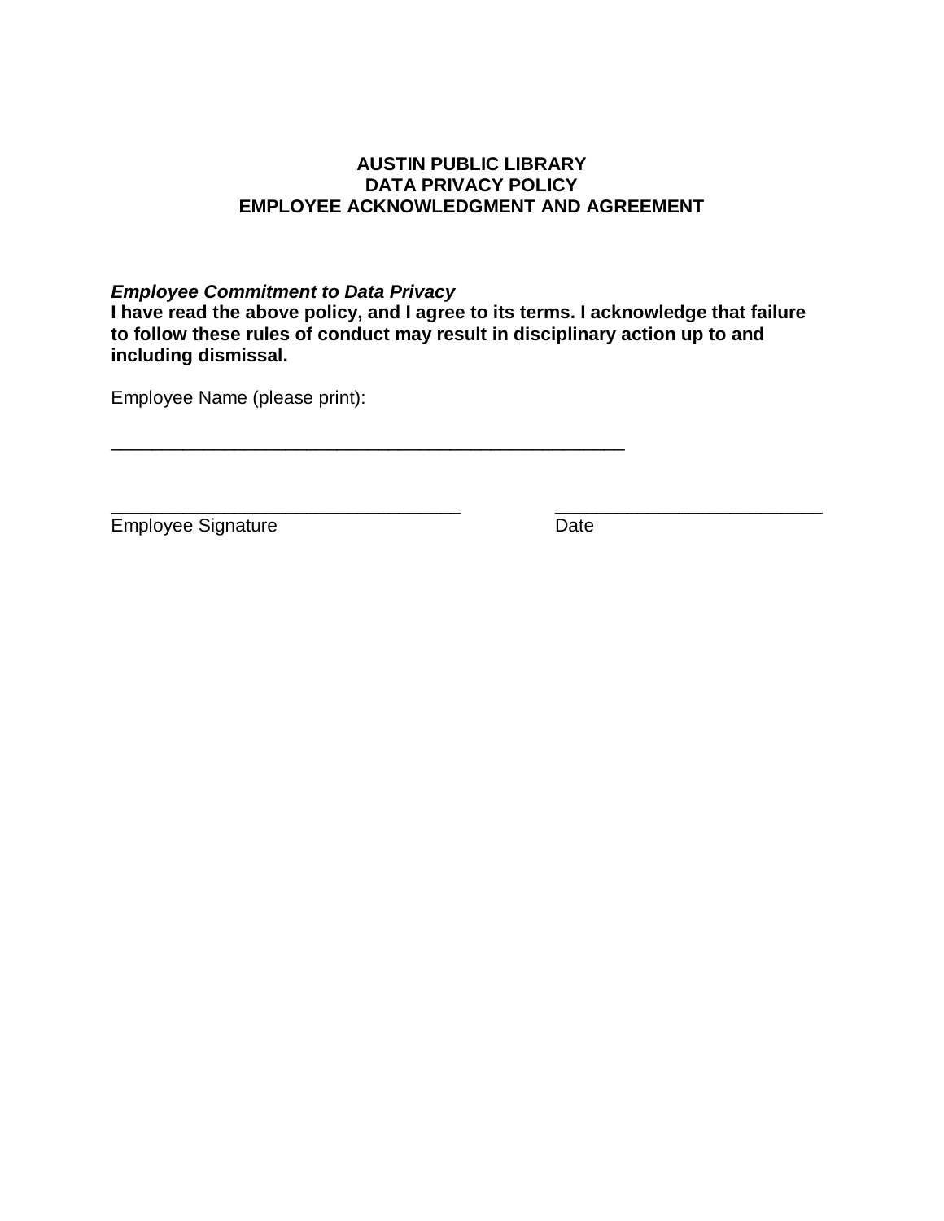**AUSTIN PUBLIC LIBRARY**
**DATA PRIVACY POLICY**
**EMPLOYEE ACKNOWLEDGMENT AND AGREEMENT**

***Employee Commitment to Data Privacy***
**I have read the above policy, and I agree to its terms. I acknowledge that failure to follow these rules of conduct may result in disciplinary action up to and including dismissal.**

Employee Name (please print):

_____________________________________________________

___________________________________ ___________________________
Employee Signature Date